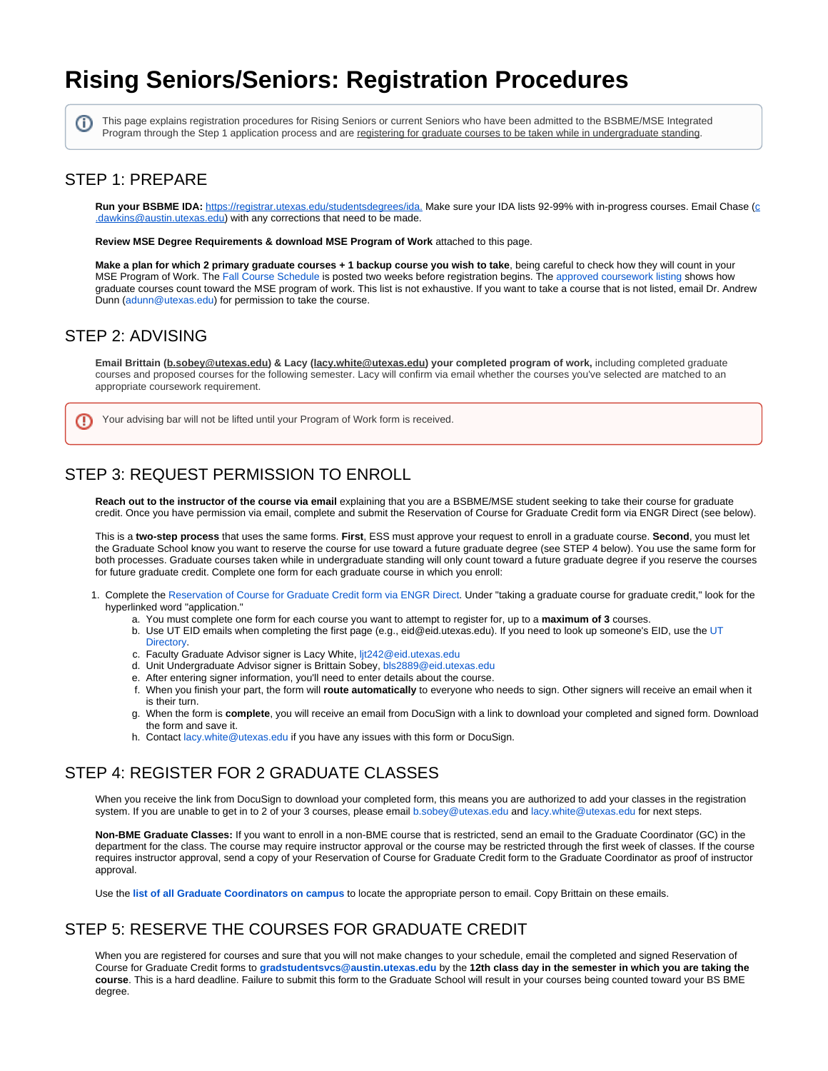# Rising Seniors/Seniors: Registration Procedures

> This page explains registration procedures for Rising Seniors or current Seniors who have been admitted to the BSBME/MSE Integrated Program through the Step 1 application process and are registering for graduate courses to be taken while in undergraduate standing.

## STEP 1: PREPARE

**Run your BSBME IDA:** https://registrar.utexas.edu/studentsdegrees/ida. Make sure your IDA lists 92-99% with in-progress courses. Email Chase (c.dawkins@austin.utexas.edu) with any corrections that need to be made.

**Review MSE Degree Requirements & download MSE Program of Work** attached to this page.

**Make a plan for which 2 primary graduate courses + 1 backup course you wish to take**, being careful to check how they will count in your MSE Program of Work. The Fall Course Schedule is posted two weeks before registration begins. The approved coursework listing shows how graduate courses count toward the MSE program of work. This list is not exhaustive. If you want to take a course that is not listed, email Dr. Andrew Dunn (adunn@utexas.edu) for permission to take the course.

## STEP 2: ADVISING

**Email Brittain (b.sobey@utexas.edu) & Lacy (lacy.white@utexas.edu) your completed program of work,** including completed graduate courses and proposed courses for the following semester. Lacy will confirm via email whether the courses you've selected are matched to an appropriate coursework requirement.

> Your advising bar will not be lifted until your Program of Work form is received.

## STEP 3: REQUEST PERMISSION TO ENROLL

**Reach out to the instructor of the course via email** explaining that you are a BSBME/MSE student seeking to take their course for graduate credit. Once you have permission via email, complete and submit the Reservation of Course for Graduate Credit form via ENGR Direct (see below).

This is a **two-step process** that uses the same forms. **First**, ESS must approve your request to enroll in a graduate course. **Second**, you must let the Graduate School know you want to reserve the course for use toward a future graduate degree (see STEP 4 below). You use the same form for both processes. Graduate courses taken while in undergraduate standing will only count toward a future graduate degree if you reserve the courses for future graduate credit. Complete one form for each graduate course in which you enroll:

1. Complete the Reservation of Course for Graduate Credit form via ENGR Direct. Under "taking a graduate course for graduate credit," look for the hyperlinked word "application."
   a. You must complete one form for each course you want to attempt to register for, up to a **maximum of 3** courses.
   b. Use UT EID emails when completing the first page (e.g., eid@eid.utexas.edu). If you need to look up someone's EID, use the UT Directory.
   c. Faculty Graduate Advisor signer is Lacy White, ljt242@eid.utexas.edu
   d. Unit Undergraduate Advisor signer is Brittain Sobey, bls2889@eid.utexas.edu
   e. After entering signer information, you'll need to enter details about the course.
   f. When you finish your part, the form will **route automatically** to everyone who needs to sign. Other signers will receive an email when it is their turn.
   g. When the form is **complete**, you will receive an email from DocuSign with a link to download your completed and signed form. Download the form and save it.
   h. Contact lacy.white@utexas.edu if you have any issues with this form or DocuSign.

## STEP 4: REGISTER FOR 2 GRADUATE CLASSES

When you receive the link from DocuSign to download your completed form, this means you are authorized to add your classes in the registration system. If you are unable to get in to 2 of your 3 courses, please email b.sobey@utexas.edu and lacy.white@utexas.edu for next steps.

**Non-BME Graduate Classes:** If you want to enroll in a non-BME course that is restricted, send an email to the Graduate Coordinator (GC) in the department for the class. The course may require instructor approval or the course may be restricted through the first week of classes. If the course requires instructor approval, send a copy of your Reservation of Course for Graduate Credit form to the Graduate Coordinator as proof of instructor approval.

Use the **list of all Graduate Coordinators on campus** to locate the appropriate person to email. Copy Brittain on these emails.

## STEP 5: RESERVE THE COURSES FOR GRADUATE CREDIT

When you are registered for courses and sure that you will not make changes to your schedule, email the completed and signed Reservation of Course for Graduate Credit forms to **gradstudentsvcs@austin.utexas.edu** by the **12th class day in the semester in which you are taking the course**. This is a hard deadline. Failure to submit this form to the Graduate School will result in your courses being counted toward your BS BME degree.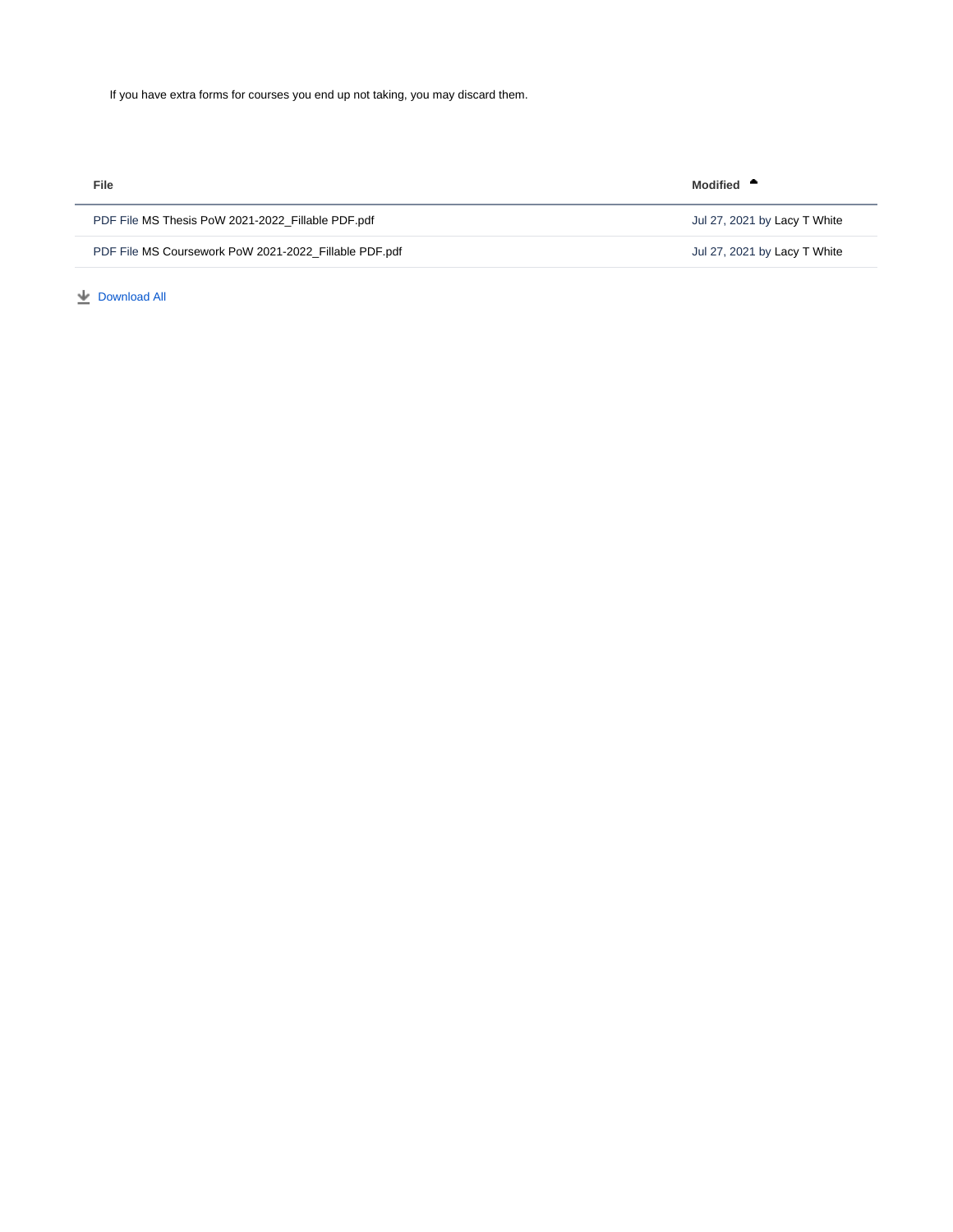If you have extra forms for courses you end up not taking, you may discard them.

| File | Modified |
| --- | --- |
| PDF File MS Thesis PoW 2021-2022_Fillable PDF.pdf | Jul 27, 2021 by Lacy T White |
| PDF File MS Coursework PoW 2021-2022_Fillable PDF.pdf | Jul 27, 2021 by Lacy T White |

Download All